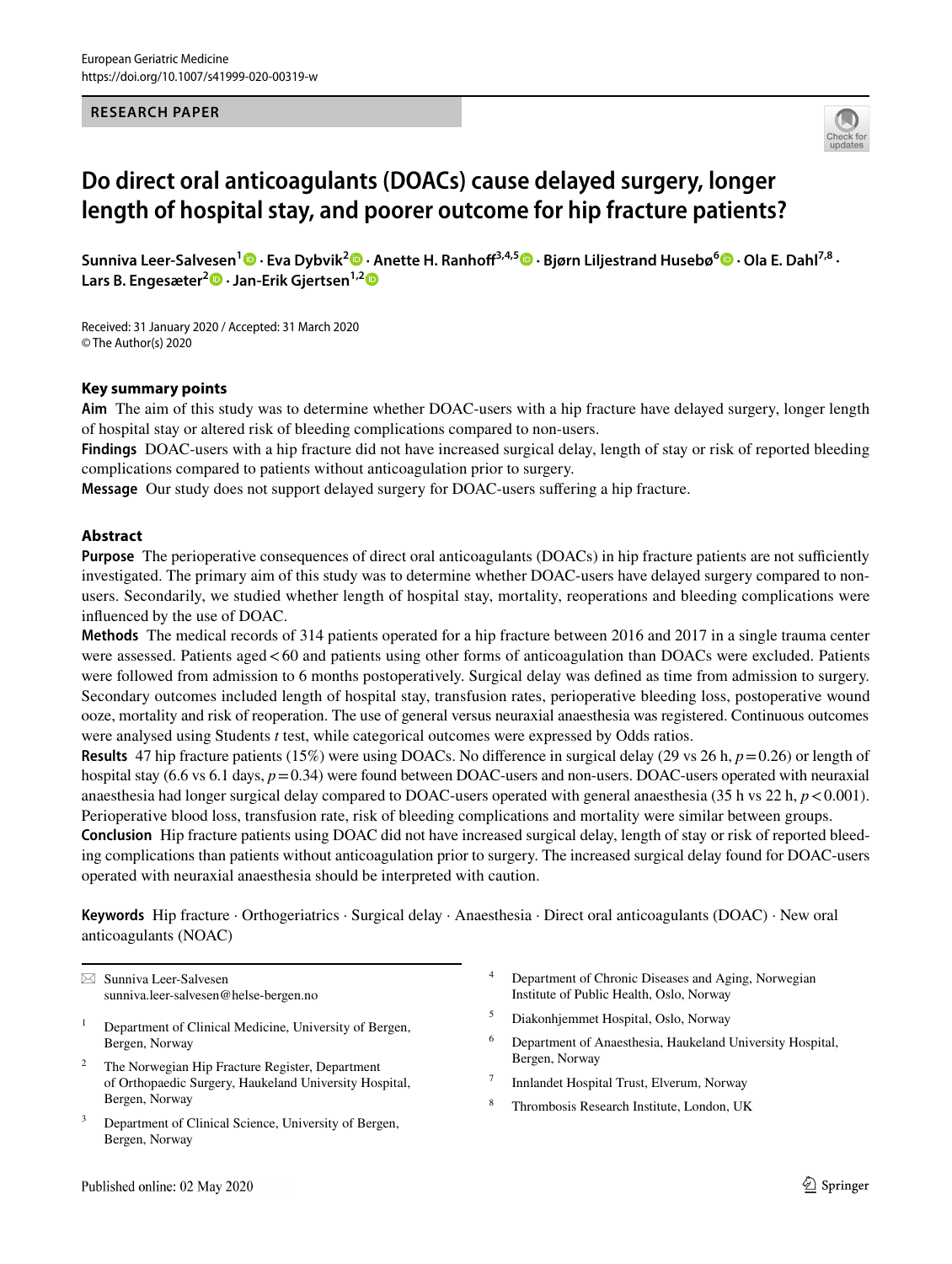RESEARCH PAPER

# Do direct oral anticoagulants (DOACs) cause delayed surgery, longer length of hospital stay, and poorer outcome for hip fracture patients?

**Sunniva Leer-Salvesen[1] · Eva Dybvik[2] · Anette H. Ranhoff[3,4,5] · Bjørn Liljestrand Husebø[6] · Ola E. Dahl[7,8] · Lars B. Engesæter[2] · Jan-Erik Gjertsen[1,2]**

Received: 31 January 2020 / Accepted: 31 March 2020
© The Author(s) 2020

## Key summary points

**Aim** The aim of this study was to determine whether DOAC-users with a hip fracture have delayed surgery, longer length of hospital stay or altered risk of bleeding complications compared to non-users.

**Findings** DOAC-users with a hip fracture did not have increased surgical delay, length of stay or risk of reported bleeding complications compared to patients without anticoagulation prior to surgery.

**Message** Our study does not support delayed surgery for DOAC-users suffering a hip fracture.

## Abstract

**Purpose** The perioperative consequences of direct oral anticoagulants (DOACs) in hip fracture patients are not sufficiently investigated. The primary aim of this study was to determine whether DOAC-users have delayed surgery compared to non-users. Secondarily, we studied whether length of hospital stay, mortality, reoperations and bleeding complications were influenced by the use of DOAC.

**Methods** The medical records of 314 patients operated for a hip fracture between 2016 and 2017 in a single trauma center were assessed. Patients aged < 60 and patients using other forms of anticoagulation than DOACs were excluded. Patients were followed from admission to 6 months postoperatively. Surgical delay was defined as time from admission to surgery. Secondary outcomes included length of hospital stay, transfusion rates, perioperative bleeding loss, postoperative wound ooze, mortality and risk of reoperation. The use of general versus neuraxial anaesthesia was registered. Continuous outcomes were analysed using Students *t* test, while categorical outcomes were expressed by Odds ratios.

**Results** 47 hip fracture patients (15%) were using DOACs. No difference in surgical delay (29 vs 26 h, $p = 0.26$) or length of hospital stay (6.6 vs 6.1 days, $p = 0.34$) were found between DOAC-users and non-users. DOAC-users operated with neuraxial anaesthesia had longer surgical delay compared to DOAC-users operated with general anaesthesia (35 h vs 22 h, $p < 0.001$). Perioperative blood loss, transfusion rate, risk of bleeding complications and mortality were similar between groups.

**Conclusion** Hip fracture patients using DOAC did not have increased surgical delay, length of stay or risk of reported bleeding complications than patients without anticoagulation prior to surgery. The increased surgical delay found for DOAC-users operated with neuraxial anaesthesia should be interpreted with caution.

**Keywords** Hip fracture · Orthogeriatrics · Surgical delay · Anaesthesia · Direct oral anticoagulants (DOAC) · New oral anticoagulants (NOAC)

✉ Sunniva Leer-Salvesen
sunniva.leer-salvesen@helse-bergen.no

1 Department of Clinical Medicine, University of Bergen, Bergen, Norway

2 The Norwegian Hip Fracture Register, Department of Orthopaedic Surgery, Haukeland University Hospital, Bergen, Norway

3 Department of Clinical Science, University of Bergen, Bergen, Norway

4 Department of Chronic Diseases and Aging, Norwegian Institute of Public Health, Oslo, Norway

5 Diakonhjemmet Hospital, Oslo, Norway

6 Department of Anaesthesia, Haukeland University Hospital, Bergen, Norway

7 Innlandet Hospital Trust, Elverum, Norway

8 Thrombosis Research Institute, London, UK

Published online: 02 May 2020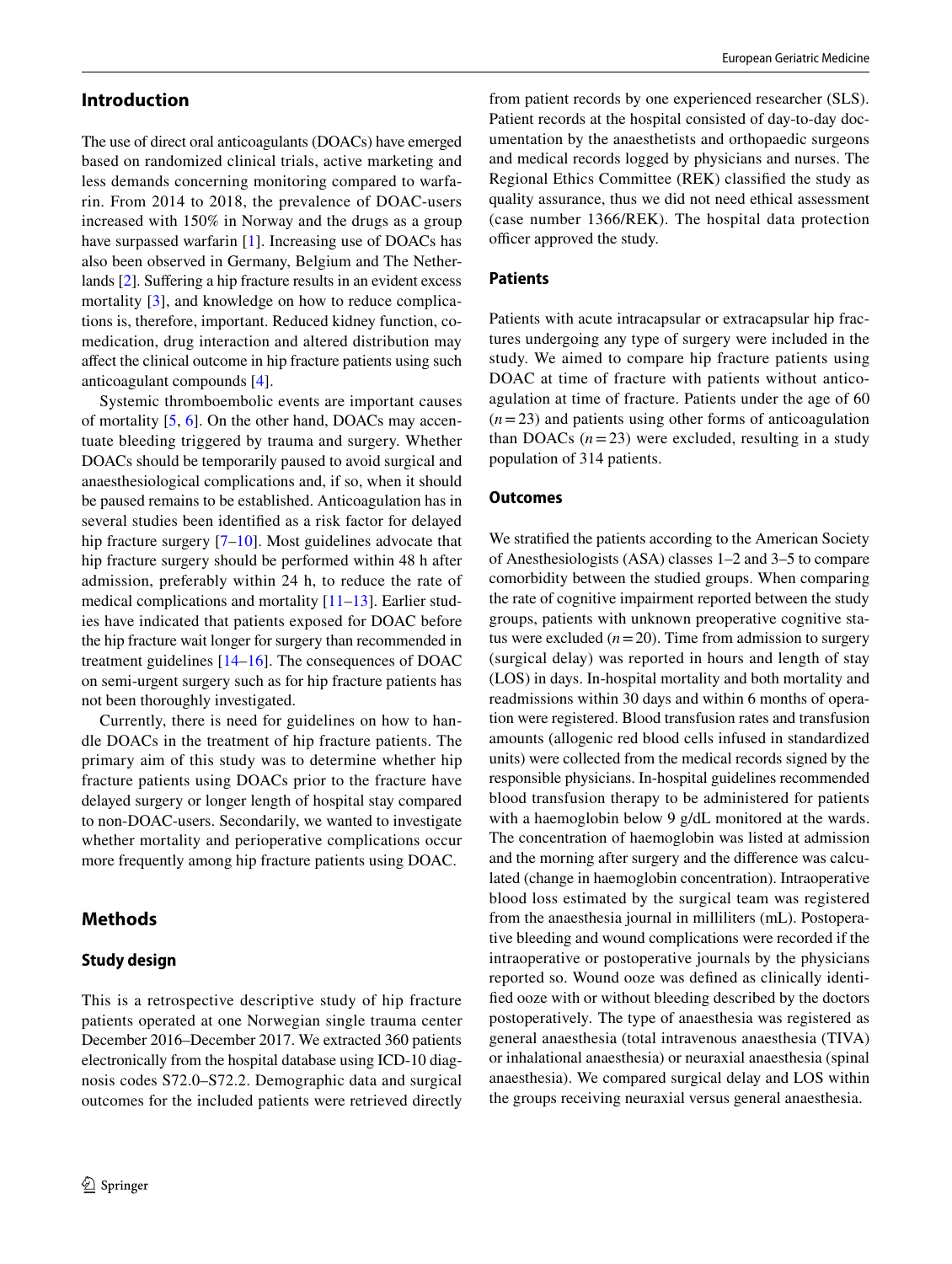## Introduction

The use of direct oral anticoagulants (DOACs) have emerged based on randomized clinical trials, active marketing and less demands concerning monitoring compared to warfarin. From 2014 to 2018, the prevalence of DOAC-users increased with 150% in Norway and the drugs as a group have surpassed warfarin [1]. Increasing use of DOACs has also been observed in Germany, Belgium and The Netherlands [2]. Suffering a hip fracture results in an evident excess mortality [3], and knowledge on how to reduce complications is, therefore, important. Reduced kidney function, co-medication, drug interaction and altered distribution may affect the clinical outcome in hip fracture patients using such anticoagulant compounds [4].

Systemic thromboembolic events are important causes of mortality [5, 6]. On the other hand, DOACs may accentuate bleeding triggered by trauma and surgery. Whether DOACs should be temporarily paused to avoid surgical and anaesthesiological complications and, if so, when it should be paused remains to be established. Anticoagulation has in several studies been identified as a risk factor for delayed hip fracture surgery [7–10]. Most guidelines advocate that hip fracture surgery should be performed within 48 h after admission, preferably within 24 h, to reduce the rate of medical complications and mortality [11–13]. Earlier studies have indicated that patients exposed for DOAC before the hip fracture wait longer for surgery than recommended in treatment guidelines [14–16]. The consequences of DOAC on semi-urgent surgery such as for hip fracture patients has not been thoroughly investigated.

Currently, there is need for guidelines on how to handle DOACs in the treatment of hip fracture patients. The primary aim of this study was to determine whether hip fracture patients using DOACs prior to the fracture have delayed surgery or longer length of hospital stay compared to non-DOAC-users. Secondarily, we wanted to investigate whether mortality and perioperative complications occur more frequently among hip fracture patients using DOAC.

## Methods

### Study design

This is a retrospective descriptive study of hip fracture patients operated at one Norwegian single trauma center December 2016–December 2017. We extracted 360 patients electronically from the hospital database using ICD-10 diagnosis codes S72.0–S72.2. Demographic data and surgical outcomes for the included patients were retrieved directly from patient records by one experienced researcher (SLS). Patient records at the hospital consisted of day-to-day documentation by the anaesthetists and orthopaedic surgeons and medical records logged by physicians and nurses. The Regional Ethics Committee (REK) classified the study as quality assurance, thus we did not need ethical assessment (case number 1366/REK). The hospital data protection officer approved the study.

### Patients

Patients with acute intracapsular or extracapsular hip fractures undergoing any type of surgery were included in the study. We aimed to compare hip fracture patients using DOAC at time of fracture with patients without anticoagulation at time of fracture. Patients under the age of 60 ($n = 23$) and patients using other forms of anticoagulation than DOACs ($n = 23$) were excluded, resulting in a study population of 314 patients.

### Outcomes

We stratified the patients according to the American Society of Anesthesiologists (ASA) classes 1–2 and 3–5 to compare comorbidity between the studied groups. When comparing the rate of cognitive impairment reported between the study groups, patients with unknown preoperative cognitive status were excluded ($n = 20$). Time from admission to surgery (surgical delay) was reported in hours and length of stay (LOS) in days. In-hospital mortality and both mortality and readmissions within 30 days and within 6 months of operation were registered. Blood transfusion rates and transfusion amounts (allogenic red blood cells infused in standardized units) were collected from the medical records signed by the responsible physicians. In-hospital guidelines recommended blood transfusion therapy to be administered for patients with a haemoglobin below 9 g/dL monitored at the wards. The concentration of haemoglobin was listed at admission and the morning after surgery and the difference was calculated (change in haemoglobin concentration). Intraoperative blood loss estimated by the surgical team was registered from the anaesthesia journal in milliliters (mL). Postoperative bleeding and wound complications were recorded if the intraoperative or postoperative journals by the physicians reported so. Wound ooze was defined as clinically identified ooze with or without bleeding described by the doctors postoperatively. The type of anaesthesia was registered as general anaesthesia (total intravenous anaesthesia (TIVA) or inhalational anaesthesia) or neuraxial anaesthesia (spinal anaesthesia). We compared surgical delay and LOS within the groups receiving neuraxial versus general anaesthesia.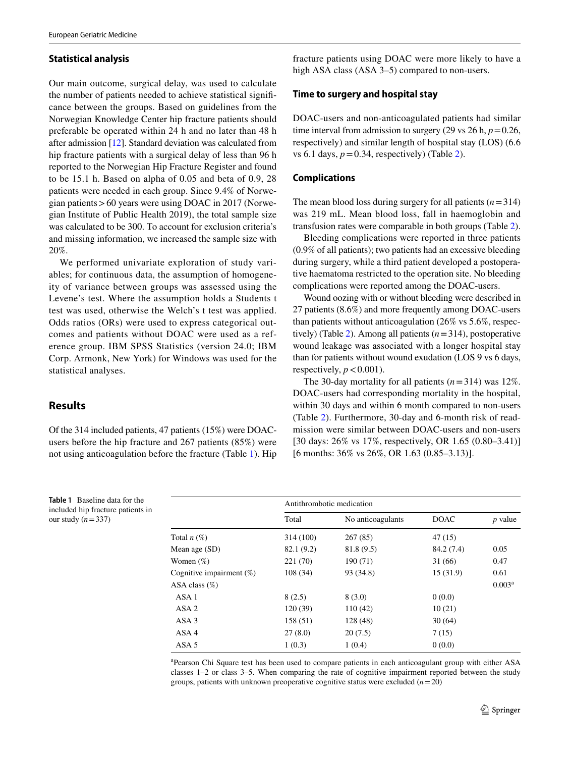## Statistical analysis

Our main outcome, surgical delay, was used to calculate the number of patients needed to achieve statistical significance between the groups. Based on guidelines from the Norwegian Knowledge Center hip fracture patients should preferable be operated within 24 h and no later than 48 h after admission [12]. Standard deviation was calculated from hip fracture patients with a surgical delay of less than 96 h reported to the Norwegian Hip Fracture Register and found to be 15.1 h. Based on alpha of 0.05 and beta of 0.9, 28 patients were needed in each group. Since 9.4% of Norwegian patients > 60 years were using DOAC in 2017 (Norwegian Institute of Public Health 2019), the total sample size was calculated to be 300. To account for exclusion criteria's and missing information, we increased the sample size with 20%.

We performed univariate exploration of study variables; for continuous data, the assumption of homogeneity of variance between groups was assessed using the Levene's test. Where the assumption holds a Students t test was used, otherwise the Welch's t test was applied. Odds ratios (ORs) were used to express categorical outcomes and patients without DOAC were used as a reference group. IBM SPSS Statistics (version 24.0; IBM Corp. Armonk, New York) for Windows was used for the statistical analyses.

## Results

Of the 314 included patients, 47 patients (15%) were DOAC-users before the hip fracture and 267 patients (85%) were not using anticoagulation before the fracture (Table 1). Hip fracture patients using DOAC were more likely to have a high ASA class (ASA 3–5) compared to non-users.

### Time to surgery and hospital stay

DOAC-users and non-anticoagulated patients had similar time interval from admission to surgery (29 vs 26 h, $p = 0.26$, respectively) and similar length of hospital stay (LOS) (6.6 vs 6.1 days, $p = 0.34$, respectively) (Table 2).

### Complications

The mean blood loss during surgery for all patients ($n = 314$) was 219 mL. Mean blood loss, fall in haemoglobin and transfusion rates were comparable in both groups (Table 2).

Bleeding complications were reported in three patients (0.9% of all patients); two patients had an excessive bleeding during surgery, while a third patient developed a postoperative haematoma restricted to the operation site. No bleeding complications were reported among the DOAC-users.

Wound oozing with or without bleeding were described in 27 patients (8.6%) and more frequently among DOAC-users than patients without anticoagulation (26% vs 5.6%, respectively) (Table 2). Among all patients ($n = 314$), postoperative wound leakage was associated with a longer hospital stay than for patients without wound exudation (LOS 9 vs 6 days, respectively, $p < 0.001$).

The 30-day mortality for all patients ($n = 314$) was 12%. DOAC-users had corresponding mortality in the hospital, within 30 days and within 6 month compared to non-users (Table 2). Furthermore, 30-day and 6-month risk of readmission were similar between DOAC-users and non-users [30 days: 26% vs 17%, respectively, OR 1.65 (0.80–3.41)] [6 months: 36% vs 26%, OR 1.63 (0.85–3.13)].

**Table 1** Baseline data for the included hip fracture patients in our study ($n = 337$)

| | Antithrombotic medication | | | |
|---|---|---|---|---|
| | Total | No anticoagulants | DOAC | *p* value |
| Total *n* (%) | 314 (100) | 267 (85) | 47 (15) | |
| Mean age (SD) | 82.1 (9.2) | 81.8 (9.5) | 84.2 (7.4) | 0.05 |
| Women (%) | 221 (70) | 190 (71) | 31 (66) | 0.47 |
| Cognitive impairment (%) | 108 (34) | 93 (34.8) | 15 (31.9) | 0.61 |
| ASA class (%) | | | | 0.003[a] |
| ASA 1 | 8 (2.5) | 8 (3.0) | 0 (0.0) | |
| ASA 2 | 120 (39) | 110 (42) | 10 (21) | |
| ASA 3 | 158 (51) | 128 (48) | 30 (64) | |
| ASA 4 | 27 (8.0) | 20 (7.5) | 7 (15) | |
| ASA 5 | 1 (0.3) | 1 (0.4) | 0 (0.0) | |

[a]Pearson Chi Square test has been used to compare patients in each anticoagulant group with either ASA classes 1–2 or class 3–5. When comparing the rate of cognitive impairment reported between the study groups, patients with unknown preoperative cognitive status were excluded ($n = 20$)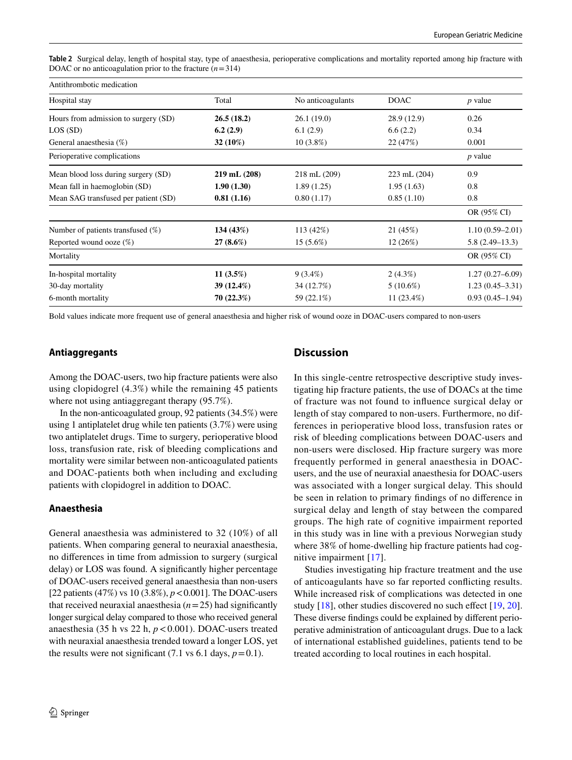**Table 2** Surgical delay, length of hospital stay, type of anaesthesia, perioperative complications and mortality reported among hip fracture with DOAC or no anticoagulation prior to the fracture ($n = 314$)

| Antithrombotic medication | | | | |
|---|---|---|---|---|
| Hospital stay | Total | No anticoagulants | DOAC | *p* value |
| Hours from admission to surgery (SD) | **26.5 (18.2)** | 26.1 (19.0) | 28.9 (12.9) | 0.26 |
| LOS (SD) | **6.2 (2.9)** | 6.1 (2.9) | 6.6 (2.2) | 0.34 |
| General anaesthesia (%) | **32 (10%)** | 10 (3.8%) | 22 (47%) | 0.001 |
| Perioperative complications | | | | *p* value |
| Mean blood loss during surgery (SD) | **219 mL (208)** | 218 mL (209) | 223 mL (204) | 0.9 |
| Mean fall in haemoglobin (SD) | **1.90 (1.30)** | 1.89 (1.25) | 1.95 (1.63) | 0.8 |
| Mean SAG transfused per patient (SD) | **0.81 (1.16)** | 0.80 (1.17) | 0.85 (1.10) | 0.8 |
| | | | | OR (95% CI) |
| Number of patients transfused (%) | **134 (43%)** | 113 (42%) | 21 (45%) | 1.10 (0.59–2.01) |
| Reported wound ooze (%) | **27 (8.6%)** | 15 (5.6%) | 12 (26%) | 5.8 (2.49–13.3) |
| Mortality | | | | OR (95% CI) |
| In-hospital mortality | **11 (3.5%)** | 9 (3.4%) | 2 (4.3%) | 1.27 (0.27–6.09) |
| 30-day mortality | **39 (12.4%)** | 34 (12.7%) | 5 (10.6%) | 1.23 (0.45–3.31) |
| 6-month mortality | **70 (22.3%)** | 59 (22.1%) | 11 (23.4%) | 0.93 (0.45–1.94) |

Bold values indicate more frequent use of general anaesthesia and higher risk of wound ooze in DOAC-users compared to non-users

### Antiaggregants

Among the DOAC-users, two hip fracture patients were also using clopidogrel (4.3%) while the remaining 45 patients where not using antiaggregant therapy (95.7%).

In the non-anticoagulated group, 92 patients (34.5%) were using 1 antiplatelet drug while ten patients (3.7%) were using two antiplatelet drugs. Time to surgery, perioperative blood loss, transfusion rate, risk of bleeding complications and mortality were similar between non-anticoagulated patients and DOAC-patients both when including and excluding patients with clopidogrel in addition to DOAC.

### Anaesthesia

General anaesthesia was administered to 32 (10%) of all patients. When comparing general to neuraxial anaesthesia, no differences in time from admission to surgery (surgical delay) or LOS was found. A significantly higher percentage of DOAC-users received general anaesthesia than non-users [22 patients (47%) vs 10 (3.8%), $p < 0.001$]. The DOAC-users that received neuraxial anaesthesia ($n = 25$) had significantly longer surgical delay compared to those who received general anaesthesia (35 h vs 22 h, $p < 0.001$). DOAC-users treated with neuraxial anaesthesia trended toward a longer LOS, yet the results were not significant (7.1 vs 6.1 days, $p = 0.1$).

## Discussion

In this single-centre retrospective descriptive study investigating hip fracture patients, the use of DOACs at the time of fracture was not found to influence surgical delay or length of stay compared to non-users. Furthermore, no differences in perioperative blood loss, transfusion rates or risk of bleeding complications between DOAC-users and non-users were disclosed. Hip fracture surgery was more frequently performed in general anaesthesia in DOAC-users, and the use of neuraxial anaesthesia for DOAC-users was associated with a longer surgical delay. This should be seen in relation to primary findings of no difference in surgical delay and length of stay between the compared groups. The high rate of cognitive impairment reported in this study was in line with a previous Norwegian study where 38% of home-dwelling hip fracture patients had cognitive impairment [17].

Studies investigating hip fracture treatment and the use of anticoagulants have so far reported conflicting results. While increased risk of complications was detected in one study [18], other studies discovered no such effect [19, 20]. These diverse findings could be explained by different perioperative administration of anticoagulant drugs. Due to a lack of international established guidelines, patients tend to be treated according to local routines in each hospital.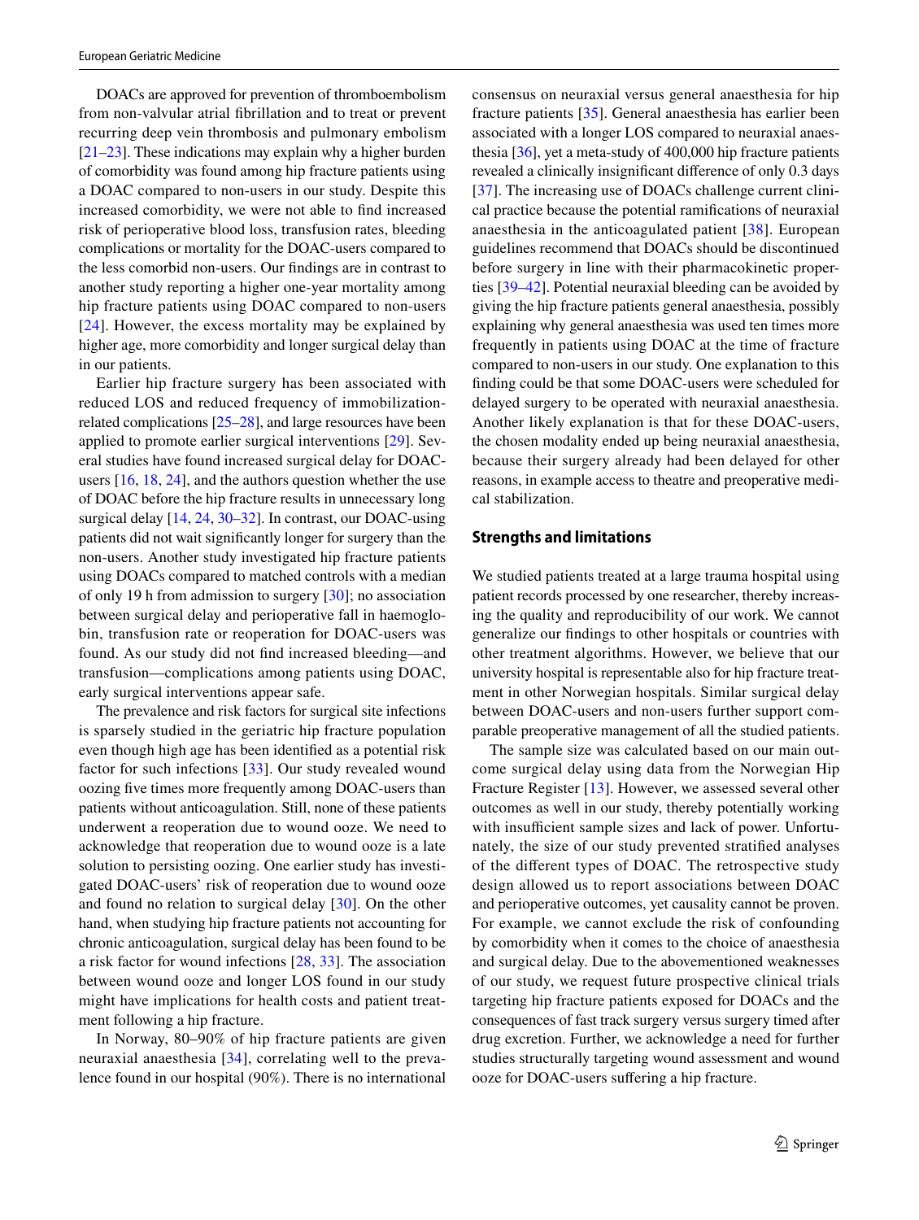DOACs are approved for prevention of thromboembolism from non-valvular atrial fibrillation and to treat or prevent recurring deep vein thrombosis and pulmonary embolism [21–23]. These indications may explain why a higher burden of comorbidity was found among hip fracture patients using a DOAC compared to non-users in our study. Despite this increased comorbidity, we were not able to find increased risk of perioperative blood loss, transfusion rates, bleeding complications or mortality for the DOAC-users compared to the less comorbid non-users. Our findings are in contrast to another study reporting a higher one-year mortality among hip fracture patients using DOAC compared to non-users [24]. However, the excess mortality may be explained by higher age, more comorbidity and longer surgical delay than in our patients.

Earlier hip fracture surgery has been associated with reduced LOS and reduced frequency of immobilization-related complications [25–28], and large resources have been applied to promote earlier surgical interventions [29]. Several studies have found increased surgical delay for DOAC-users [16, 18, 24], and the authors question whether the use of DOAC before the hip fracture results in unnecessary long surgical delay [14, 24, 30–32]. In contrast, our DOAC-using patients did not wait significantly longer for surgery than the non-users. Another study investigated hip fracture patients using DOACs compared to matched controls with a median of only 19 h from admission to surgery [30]; no association between surgical delay and perioperative fall in haemoglobin, transfusion rate or reoperation for DOAC-users was found. As our study did not find increased bleeding—and transfusion—complications among patients using DOAC, early surgical interventions appear safe.

The prevalence and risk factors for surgical site infections is sparsely studied in the geriatric hip fracture population even though high age has been identified as a potential risk factor for such infections [33]. Our study revealed wound oozing five times more frequently among DOAC-users than patients without anticoagulation. Still, none of these patients underwent a reoperation due to wound ooze. We need to acknowledge that reoperation due to wound ooze is a late solution to persisting oozing. One earlier study has investigated DOAC-users' risk of reoperation due to wound ooze and found no relation to surgical delay [30]. On the other hand, when studying hip fracture patients not accounting for chronic anticoagulation, surgical delay has been found to be a risk factor for wound infections [28, 33]. The association between wound ooze and longer LOS found in our study might have implications for health costs and patient treatment following a hip fracture.

In Norway, 80–90% of hip fracture patients are given neuraxial anaesthesia [34], correlating well to the prevalence found in our hospital (90%). There is no international consensus on neuraxial versus general anaesthesia for hip fracture patients [35]. General anaesthesia has earlier been associated with a longer LOS compared to neuraxial anaesthesia [36], yet a meta-study of 400,000 hip fracture patients revealed a clinically insignificant difference of only 0.3 days [37]. The increasing use of DOACs challenge current clinical practice because the potential ramifications of neuraxial anaesthesia in the anticoagulated patient [38]. European guidelines recommend that DOACs should be discontinued before surgery in line with their pharmacokinetic properties [39–42]. Potential neuraxial bleeding can be avoided by giving the hip fracture patients general anaesthesia, possibly explaining why general anaesthesia was used ten times more frequently in patients using DOAC at the time of fracture compared to non-users in our study. One explanation to this finding could be that some DOAC-users were scheduled for delayed surgery to be operated with neuraxial anaesthesia. Another likely explanation is that for these DOAC-users, the chosen modality ended up being neuraxial anaesthesia, because their surgery already had been delayed for other reasons, in example access to theatre and preoperative medical stabilization.

## Strengths and limitations

We studied patients treated at a large trauma hospital using patient records processed by one researcher, thereby increasing the quality and reproducibility of our work. We cannot generalize our findings to other hospitals or countries with other treatment algorithms. However, we believe that our university hospital is representable also for hip fracture treatment in other Norwegian hospitals. Similar surgical delay between DOAC-users and non-users further support comparable preoperative management of all the studied patients.

The sample size was calculated based on our main outcome surgical delay using data from the Norwegian Hip Fracture Register [13]. However, we assessed several other outcomes as well in our study, thereby potentially working with insufficient sample sizes and lack of power. Unfortunately, the size of our study prevented stratified analyses of the different types of DOAC. The retrospective study design allowed us to report associations between DOAC and perioperative outcomes, yet causality cannot be proven. For example, we cannot exclude the risk of confounding by comorbidity when it comes to the choice of anaesthesia and surgical delay. Due to the abovementioned weaknesses of our study, we request future prospective clinical trials targeting hip fracture patients exposed for DOACs and the consequences of fast track surgery versus surgery timed after drug excretion. Further, we acknowledge a need for further studies structurally targeting wound assessment and wound ooze for DOAC-users suffering a hip fracture.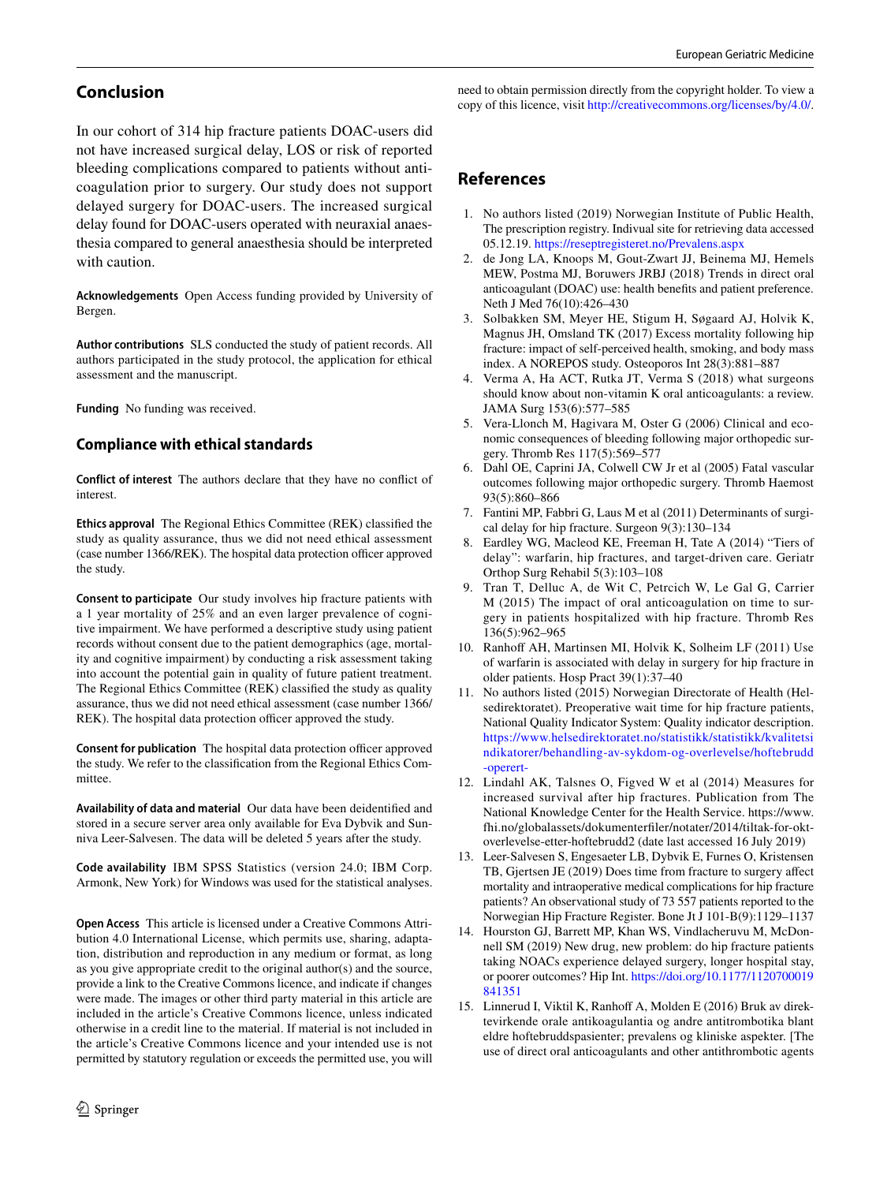## Conclusion

In our cohort of 314 hip fracture patients DOAC-users did not have increased surgical delay, LOS or risk of reported bleeding complications compared to patients without anticoagulation prior to surgery. Our study does not support delayed surgery for DOAC-users. The increased surgical delay found for DOAC-users operated with neuraxial anaesthesia compared to general anaesthesia should be interpreted with caution.

**Acknowledgements** Open Access funding provided by University of Bergen.

**Author contributions** SLS conducted the study of patient records. All authors participated in the study protocol, the application for ethical assessment and the manuscript.

**Funding** No funding was received.

### Compliance with ethical standards

**Conflict of interest** The authors declare that they have no conflict of interest.

**Ethics approval** The Regional Ethics Committee (REK) classified the study as quality assurance, thus we did not need ethical assessment (case number 1366/REK). The hospital data protection officer approved the study.

**Consent to participate** Our study involves hip fracture patients with a 1 year mortality of 25% and an even larger prevalence of cognitive impairment. We have performed a descriptive study using patient records without consent due to the patient demographics (age, mortality and cognitive impairment) by conducting a risk assessment taking into account the potential gain in quality of future patient treatment. The Regional Ethics Committee (REK) classified the study as quality assurance, thus we did not need ethical assessment (case number 1366/REK). The hospital data protection officer approved the study.

**Consent for publication** The hospital data protection officer approved the study. We refer to the classification from the Regional Ethics Committee.

**Availability of data and material** Our data have been deidentified and stored in a secure server area only available for Eva Dybvik and Sunniva Leer-Salvesen. The data will be deleted 5 years after the study.

**Code availability** IBM SPSS Statistics (version 24.0; IBM Corp. Armonk, New York) for Windows was used for the statistical analyses.

**Open Access** This article is licensed under a Creative Commons Attribution 4.0 International License, which permits use, sharing, adaptation, distribution and reproduction in any medium or format, as long as you give appropriate credit to the original author(s) and the source, provide a link to the Creative Commons licence, and indicate if changes were made. The images or other third party material in this article are included in the article's Creative Commons licence, unless indicated otherwise in a credit line to the material. If material is not included in the article's Creative Commons licence and your intended use is not permitted by statutory regulation or exceeds the permitted use, you will need to obtain permission directly from the copyright holder. To view a copy of this licence, visit http://creativecommons.org/licenses/by/4.0/.

## References

1. No authors listed (2019) Norwegian Institute of Public Health, The prescription registry. Indivual site for retrieving data accessed 05.12.19. https://reseptregisteret.no/Prevalens.aspx
2. de Jong LA, Knoops M, Gout-Zwart JJ, Beinema MJ, Hemels MEW, Postma MJ, Boruwers JRBJ (2018) Trends in direct oral anticoagulant (DOAC) use: health benefits and patient preference. Neth J Med 76(10):426–430
3. Solbakken SM, Meyer HE, Stigum H, Søgaard AJ, Holvik K, Magnus JH, Omsland TK (2017) Excess mortality following hip fracture: impact of self-perceived health, smoking, and body mass index. A NOREPOS study. Osteoporos Int 28(3):881–887
4. Verma A, Ha ACT, Rutka JT, Verma S (2018) what surgeons should know about non-vitamin K oral anticoagulants: a review. JAMA Surg 153(6):577–585
5. Vera-Llonch M, Hagivara M, Oster G (2006) Clinical and economic consequences of bleeding following major orthopedic surgery. Thromb Res 117(5):569–577
6. Dahl OE, Caprini JA, Colwell CW Jr et al (2005) Fatal vascular outcomes following major orthopedic surgery. Thromb Haemost 93(5):860–866
7. Fantini MP, Fabbri G, Laus M et al (2011) Determinants of surgical delay for hip fracture. Surgeon 9(3):130–134
8. Eardley WG, Macleod KE, Freeman H, Tate A (2014) "Tiers of delay": warfarin, hip fractures, and target-driven care. Geriatr Orthop Surg Rehabil 5(3):103–108
9. Tran T, Delluc A, de Wit C, Petrcich W, Le Gal G, Carrier M (2015) The impact of oral anticoagulation on time to surgery in patients hospitalized with hip fracture. Thromb Res 136(5):962–965
10. Ranhoff AH, Martinsen MI, Holvik K, Solheim LF (2011) Use of warfarin is associated with delay in surgery for hip fracture in older patients. Hosp Pract 39(1):37–40
11. No authors listed (2015) Norwegian Directorate of Health (Helsedirektoratet). Preoperative wait time for hip fracture patients, National Quality Indicator System: Quality indicator description. https://www.helsedirektoratet.no/statistikk/statistikk/kvalitetsindikatorer/behandling-av-sykdom-og-overlevelse/hoftebrudd-operert-
12. Lindahl AK, Talsnes O, Figved W et al (2014) Measures for increased survival after hip fractures. Publication from The National Knowledge Center for the Health Service. https://www.fhi.no/globalassets/dokumenterfiler/notater/2014/tiltak-for-okt-overlevelse-etter-hoftebrudd2 (date last accessed 16 July 2019)
13. Leer-Salvesen S, Engesaeter LB, Dybvik E, Furnes O, Kristensen TB, Gjertsen JE (2019) Does time from fracture to surgery affect mortality and intraoperative medical complications for hip fracture patients? An observational study of 73 557 patients reported to the Norwegian Hip Fracture Register. Bone Jt J 101-B(9):1129–1137
14. Hourston GJ, Barrett MP, Khan WS, Vindlacheruvu M, McDonnell SM (2019) New drug, new problem: do hip fracture patients taking NOACs experience delayed surgery, longer hospital stay, or poorer outcomes? Hip Int. https://doi.org/10.1177/1120700019841351
15. Linnerud I, Viktil K, Ranhoff A, Molden E (2016) Bruk av direktevirkende orale antikoagulantia og andre antitrombotika blant eldre hoftebruddspasienter; prevalens og kliniske aspekter. [The use of direct oral anticoagulants and other antithrombotic agents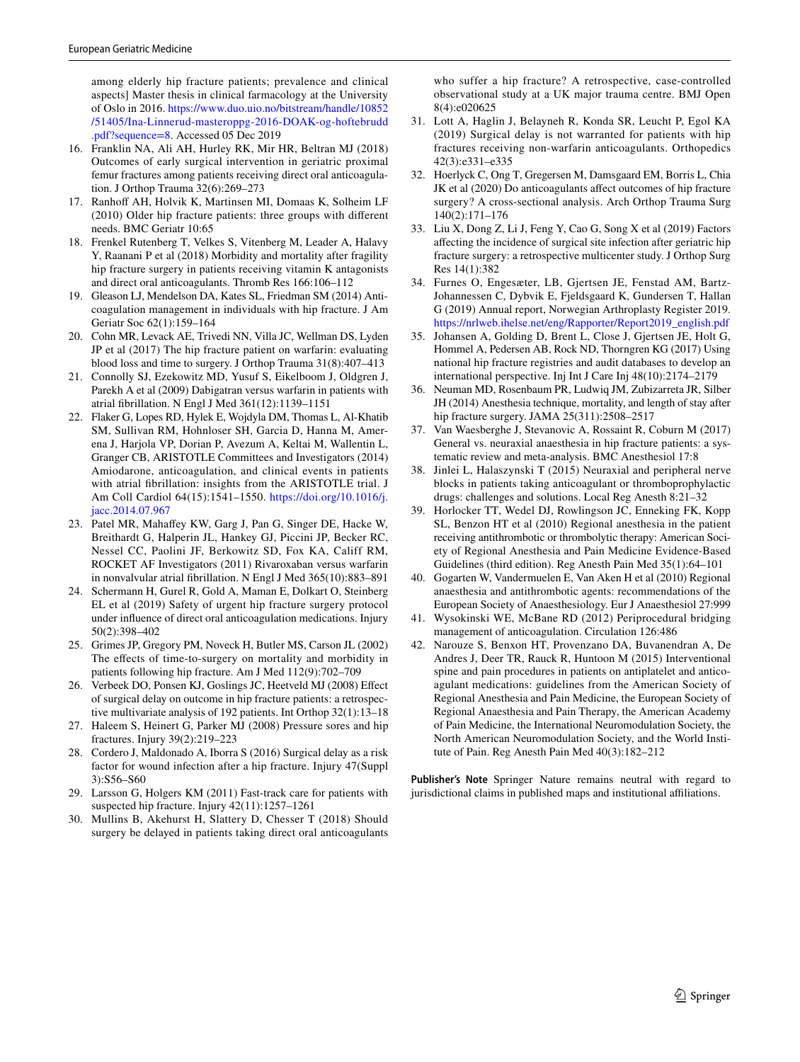among elderly hip fracture patients; prevalence and clinical aspects] Master thesis in clinical farmacology at the University of Oslo in 2016. https://www.duo.uio.no/bitstream/handle/10852/51405/Ina-Linnerud-masteroppg-2016-DOAK-og-hoftebrudd.pdf?sequence=8. Accessed 05 Dec 2019

16. Franklin NA, Ali AH, Hurley RK, Mir HR, Beltran MJ (2018) Outcomes of early surgical intervention in geriatric proximal femur fractures among patients receiving direct oral anticoagulation. J Orthop Trauma 32(6):269–273
17. Ranhoff AH, Holvik K, Martinsen MI, Domaas K, Solheim LF (2010) Older hip fracture patients: three groups with different needs. BMC Geriatr 10:65
18. Frenkel Rutenberg T, Velkes S, Vitenberg M, Leader A, Halavy Y, Raanani P et al (2018) Morbidity and mortality after fragility hip fracture surgery in patients receiving vitamin K antagonists and direct oral anticoagulants. Thromb Res 166:106–112
19. Gleason LJ, Mendelson DA, Kates SL, Friedman SM (2014) Anticoagulation management in individuals with hip fracture. J Am Geriatr Soc 62(1):159–164
20. Cohn MR, Levack AE, Trivedi NN, Villa JC, Wellman DS, Lyden JP et al (2017) The hip fracture patient on warfarin: evaluating blood loss and time to surgery. J Orthop Trauma 31(8):407–413
21. Connolly SJ, Ezekowitz MD, Yusuf S, Eikelboom J, Oldgren J, Parekh A et al (2009) Dabigatran versus warfarin in patients with atrial fibrillation. N Engl J Med 361(12):1139–1151
22. Flaker G, Lopes RD, Hylek E, Wojdyla DM, Thomas L, Al-Khatib SM, Sullivan RM, Hohnloser SH, Garcia D, Hanna M, Amerena J, Harjola VP, Dorian P, Avezum A, Keltai M, Wallentin L, Granger CB, ARISTOTLE Committees and Investigators (2014) Amiodarone, anticoagulation, and clinical events in patients with atrial fibrillation: insights from the ARISTOTLE trial. J Am Coll Cardiol 64(15):1541–1550. https://doi.org/10.1016/j.jacc.2014.07.967
23. Patel MR, Mahaffey KW, Garg J, Pan G, Singer DE, Hacke W, Breithardt G, Halperin JL, Hankey GJ, Piccini JP, Becker RC, Nessel CC, Paolini JF, Berkowitz SD, Fox KA, Califf RM, ROCKET AF Investigators (2011) Rivaroxaban versus warfarin in nonvalvular atrial fibrillation. N Engl J Med 365(10):883–891
24. Schermann H, Gurel R, Gold A, Maman E, Dolkart O, Steinberg EL et al (2019) Safety of urgent hip fracture surgery protocol under influence of direct oral anticoagulation medications. Injury 50(2):398–402
25. Grimes JP, Gregory PM, Noveck H, Butler MS, Carson JL (2002) The effects of time-to-surgery on mortality and morbidity in patients following hip fracture. Am J Med 112(9):702–709
26. Verbeek DO, Ponsen KJ, Goslings JC, Heetveld MJ (2008) Effect of surgical delay on outcome in hip fracture patients: a retrospective multivariate analysis of 192 patients. Int Orthop 32(1):13–18
27. Haleem S, Heinert G, Parker MJ (2008) Pressure sores and hip fractures. Injury 39(2):219–223
28. Cordero J, Maldonado A, Iborra S (2016) Surgical delay as a risk factor for wound infection after a hip fracture. Injury 47(Suppl 3):S56–S60
29. Larsson G, Holgers KM (2011) Fast-track care for patients with suspected hip fracture. Injury 42(11):1257–1261
30. Mullins B, Akehurst H, Slattery D, Chesser T (2018) Should surgery be delayed in patients taking direct oral anticoagulants who suffer a hip fracture? A retrospective, case-controlled observational study at a UK major trauma centre. BMJ Open 8(4):e020625
31. Lott A, Haglin J, Belayneh R, Konda SR, Leucht P, Egol KA (2019) Surgical delay is not warranted for patients with hip fractures receiving non-warfarin anticoagulants. Orthopedics 42(3):e331–e335
32. Hoerlyck C, Ong T, Gregersen M, Damsgaard EM, Borris L, Chia JK et al (2020) Do anticoagulants affect outcomes of hip fracture surgery? A cross-sectional analysis. Arch Orthop Trauma Surg 140(2):171–176
33. Liu X, Dong Z, Li J, Feng Y, Cao G, Song X et al (2019) Factors affecting the incidence of surgical site infection after geriatric hip fracture surgery: a retrospective multicenter study. J Orthop Surg Res 14(1):382
34. Furnes O, Engesæter, LB, Gjertsen JE, Fenstad AM, Bartz-Johannessen C, Dybvik E, Fjeldsgaard K, Gundersen T, Hallan G (2019) Annual report, Norwegian Arthroplasty Register 2019. https://nrlweb.ihelse.net/eng/Rapporter/Report2019_english.pdf
35. Johansen A, Golding D, Brent L, Close J, Gjertsen JE, Holt G, Hommel A, Pedersen AB, Rock ND, Thorngren KG (2017) Using national hip fracture registries and audit databases to develop an international perspective. Inj Int J Care Inj 48(10):2174–2179
36. Neuman MD, Rosenbaum PR, Ludwiq JM, Zubizarreta JR, Silber JH (2014) Anesthesia technique, mortality, and length of stay after hip fracture surgery. JAMA 25(311):2508–2517
37. Van Waesberghe J, Stevanovic A, Rossaint R, Coburn M (2017) General vs. neuraxial anaesthesia in hip fracture patients: a systematic review and meta-analysis. BMC Anesthesiol 17:8
38. Jinlei L, Halaszynski T (2015) Neuraxial and peripheral nerve blocks in patients taking anticoagulant or thromboprophylactic drugs: challenges and solutions. Local Reg Anesth 8:21–32
39. Horlocker TT, Wedel DJ, Rowlingson JC, Enneking FK, Kopp SL, Benzon HT et al (2010) Regional anesthesia in the patient receiving antithrombotic or thrombolytic therapy: American Society of Regional Anesthesia and Pain Medicine Evidence-Based Guidelines (third edition). Reg Anesth Pain Med 35(1):64–101
40. Gogarten W, Vandermuelen E, Van Aken H et al (2010) Regional anaesthesia and antithrombotic agents: recommendations of the European Society of Anaesthesiology. Eur J Anaesthesiol 27:999
41. Wysokinski WE, McBane RD (2012) Periprocedural bridging management of anticoagulation. Circulation 126:486
42. Narouze S, Benxon HT, Provenzano DA, Buvanendran A, De Andres J, Deer TR, Rauck R, Huntoon M (2015) Interventional spine and pain procedures in patients on antiplatelet and anticoagulant medications: guidelines from the American Society of Regional Anesthesia and Pain Medicine, the European Society of Regional Anaesthesia and Pain Therapy, the American Academy of Pain Medicine, the International Neuromodulation Society, the North American Neuromodulation Society, and the World Institute of Pain. Reg Anesth Pain Med 40(3):182–212

**Publisher's Note** Springer Nature remains neutral with regard to jurisdictional claims in published maps and institutional affiliations.